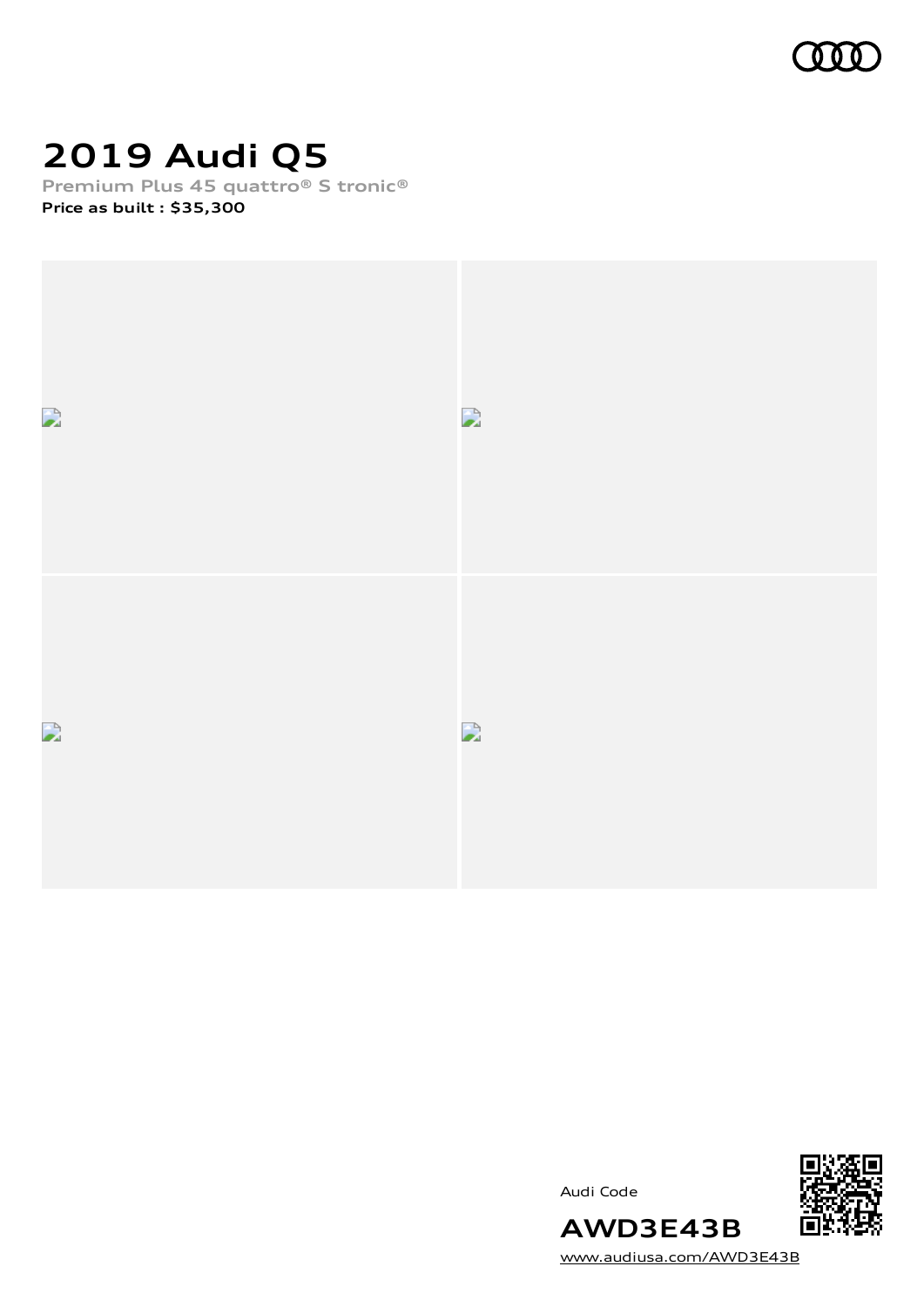# 2019 Audi Q5

**Premium Plus 45 quattro® S tronic®**

**Price as built : $35,300**

Audi Code

**AWD3E43B**

www.audiusa.com/AWD3E43B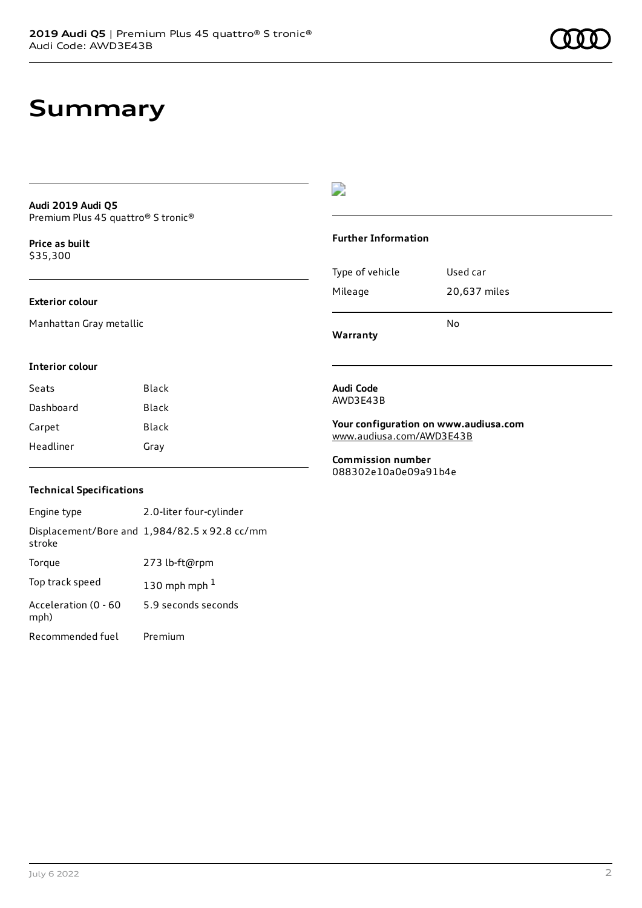# Summary

**Audi 2019 Audi Q5**
Premium Plus 45 quattro® S tronic®

**Price as built**
$35,300

### Exterior colour

Manhattan Gray metallic

### Interior colour

| | |
|---|---|
| Seats | Black |
| Dashboard | Black |
| Carpet | Black |
| Headliner | Gray |

### Technical Specifications

| | |
|---|---|
| Engine type | 2.0-liter four-cylinder |
| Displacement/Bore and stroke | 1,984/82.5 x 92.8 cc/mm |
| Torque | 273 lb-ft@rpm |
| Top track speed | 130 mph mph [1] |
| Acceleration (0 - 60 mph) | 5.9 seconds seconds |
| Recommended fuel | Premium |

### Further Information

| | |
|---|---|
| Type of vehicle | Used car |
| Mileage | 20,637 miles |
| **Warranty** | No |

**Audi Code**
AWD3E43B

**Your configuration on www.audiusa.com**
www.audiusa.com/AWD3E43B

**Commission number**
088302e10a0e09a91b4e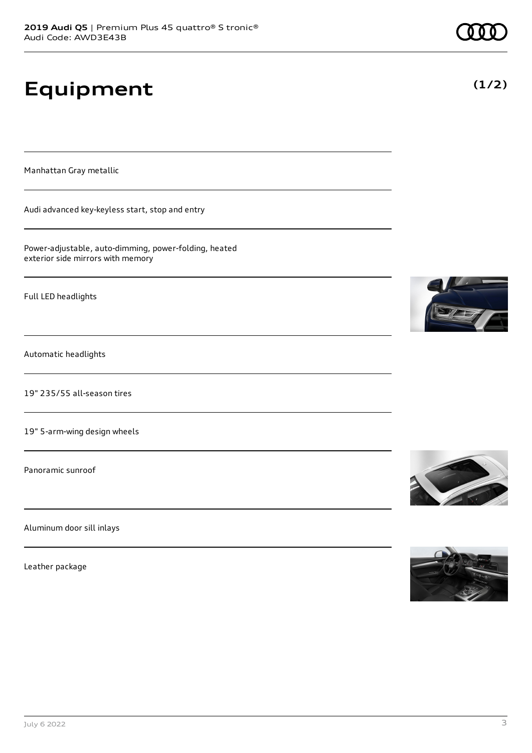# Equipment

**(1/2)**

Manhattan Gray metallic

Audi advanced key-keyless start, stop and entry

Power-adjustable, auto-dimming, power-folding, heated exterior side mirrors with memory

Full LED headlights

Automatic headlights

19" 235/55 all-season tires

19" 5-arm-wing design wheels

Panoramic sunroof

Aluminum door sill inlays

Leather package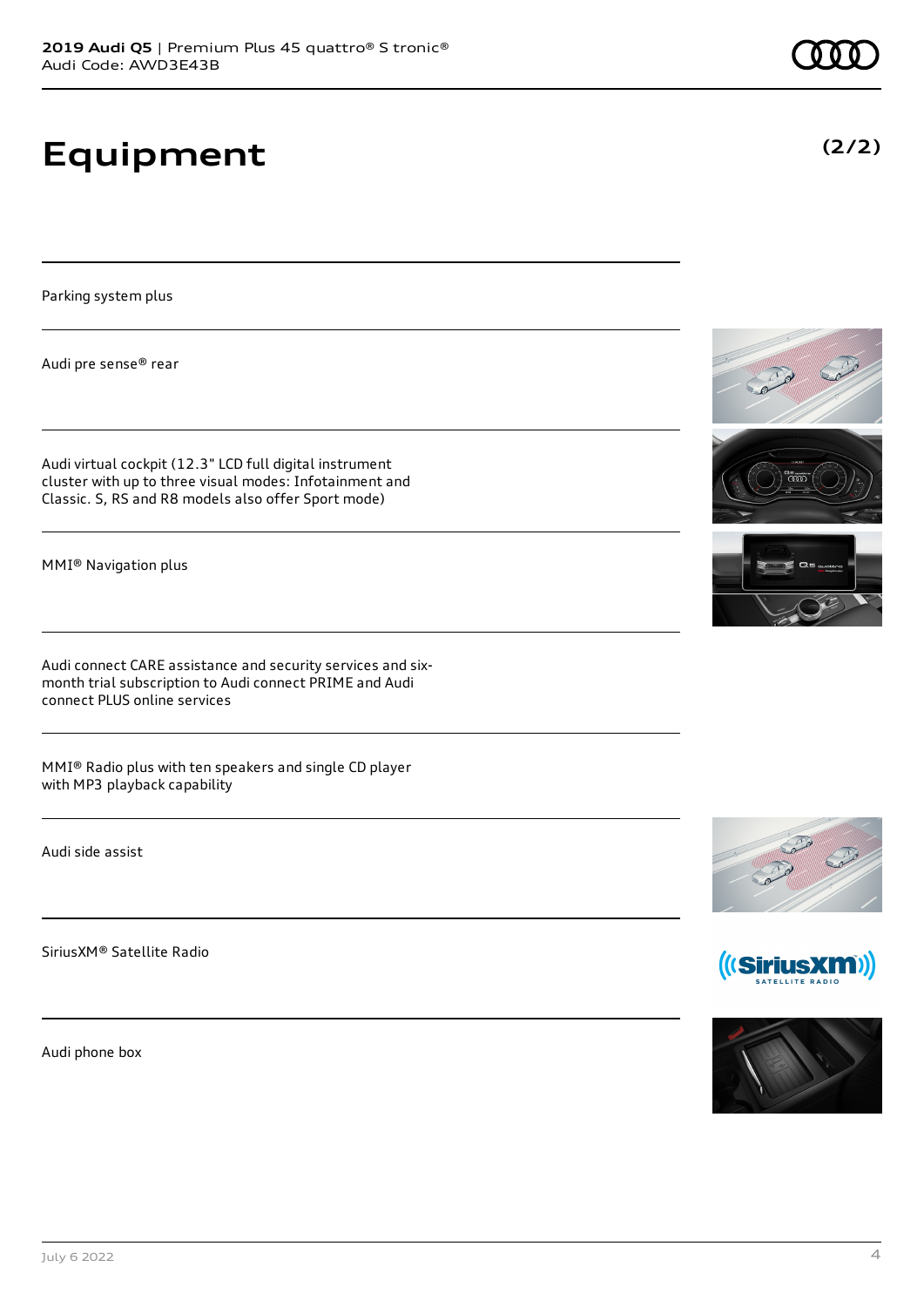# Equipment

(2/2)

Parking system plus

Audi pre sense® rear

Audi virtual cockpit (12.3" LCD full digital instrument cluster with up to three visual modes: Infotainment and Classic. S, RS and R8 models also offer Sport mode)

MMI® Navigation plus

Audi connect CARE assistance and security services and six-month trial subscription to Audi connect PRIME and Audi connect PLUS online services

MMI® Radio plus with ten speakers and single CD player with MP3 playback capability

Audi side assist

SiriusXM® Satellite Radio

Audi phone box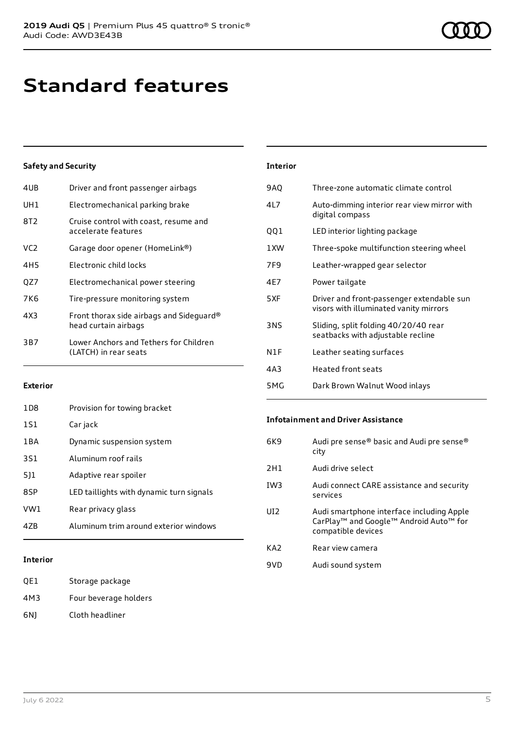# Standard features

### Safety and Security

| | |
|---|---|
| 4UB | Driver and front passenger airbags |
| UH1 | Electromechanical parking brake |
| 8T2 | Cruise control with coast, resume and accelerate features |
| VC2 | Garage door opener (HomeLink®) |
| 4H5 | Electronic child locks |
| QZ7 | Electromechanical power steering |
| 7K6 | Tire-pressure monitoring system |
| 4X3 | Front thorax side airbags and Sideguard® head curtain airbags |
| 3B7 | Lower Anchors and Tethers for Children (LATCH) in rear seats |

### Exterior

| | |
|---|---|
| 1D8 | Provision for towing bracket |
| 1S1 | Car jack |
| 1BA | Dynamic suspension system |
| 3S1 | Aluminum roof rails |
| 5J1 | Adaptive rear spoiler |
| 8SP | LED taillights with dynamic turn signals |
| VW1 | Rear privacy glass |
| 4ZB | Aluminum trim around exterior windows |

### Interior

| | |
|---|---|
| QE1 | Storage package |
| 4M3 | Four beverage holders |
| 6NJ | Cloth headliner |

### Interior

| | |
|---|---|
| 9AQ | Three-zone automatic climate control |
| 4L7 | Auto-dimming interior rear view mirror with digital compass |
| QQ1 | LED interior lighting package |
| 1XW | Three-spoke multifunction steering wheel |
| 7F9 | Leather-wrapped gear selector |
| 4E7 | Power tailgate |
| 5XF | Driver and front-passenger extendable sun visors with illuminated vanity mirrors |
| 3NS | Sliding, split folding 40/20/40 rear seatbacks with adjustable recline |
| N1F | Leather seating surfaces |
| 4A3 | Heated front seats |
| 5MG | Dark Brown Walnut Wood inlays |

### Infotainment and Driver Assistance

| | |
|---|---|
| 6K9 | Audi pre sense® basic and Audi pre sense® city |
| 2H1 | Audi drive select |
| IW3 | Audi connect CARE assistance and security services |
| UI2 | Audi smartphone interface including Apple CarPlay™ and Google™ Android Auto™ for compatible devices |
| KA2 | Rear view camera |
| 9VD | Audi sound system |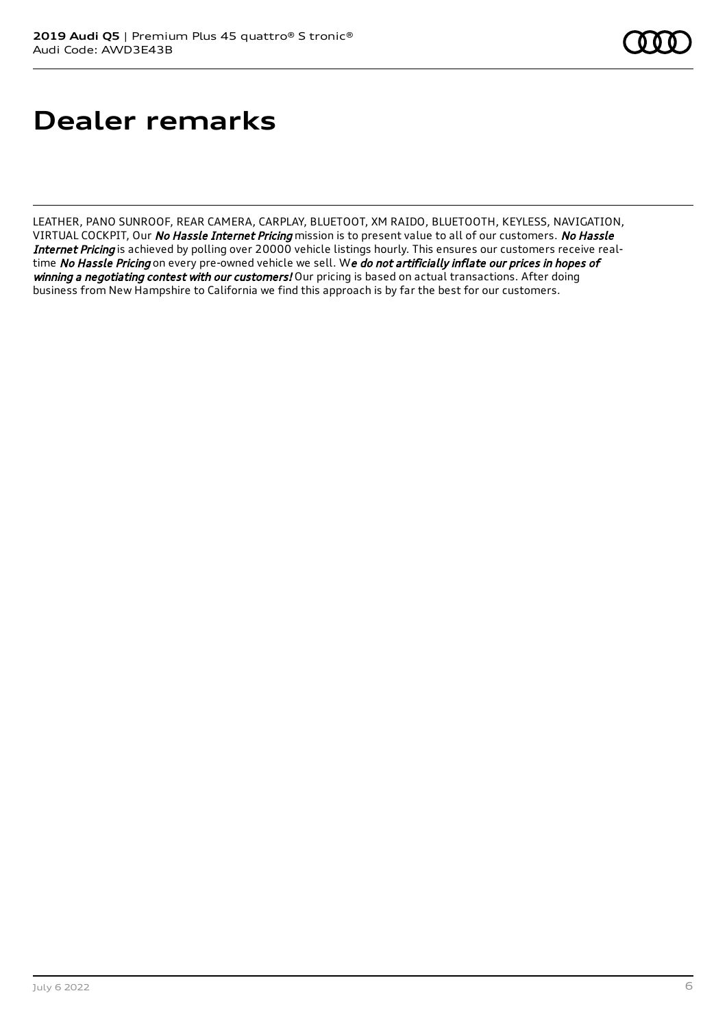# Dealer remarks

LEATHER, PANO SUNROOF, REAR CAMERA, CARPLAY, BLUETOOT, XM RAIDO, BLUETOOTH, KEYLESS, NAVIGATION, VIRTUAL COCKPIT, Our *No Hassle Internet Pricing* mission is to present value to all of our customers. *No Hassle Internet Pricing* is achieved by polling over 20000 vehicle listings hourly. This ensures our customers receive real-time *No Hassle Pricing* on every pre-owned vehicle we sell. W*e do not artificially inflate our prices in hopes of winning a negotiating contest with our customers!* Our pricing is based on actual transactions. After doing business from New Hampshire to California we find this approach is by far the best for our customers.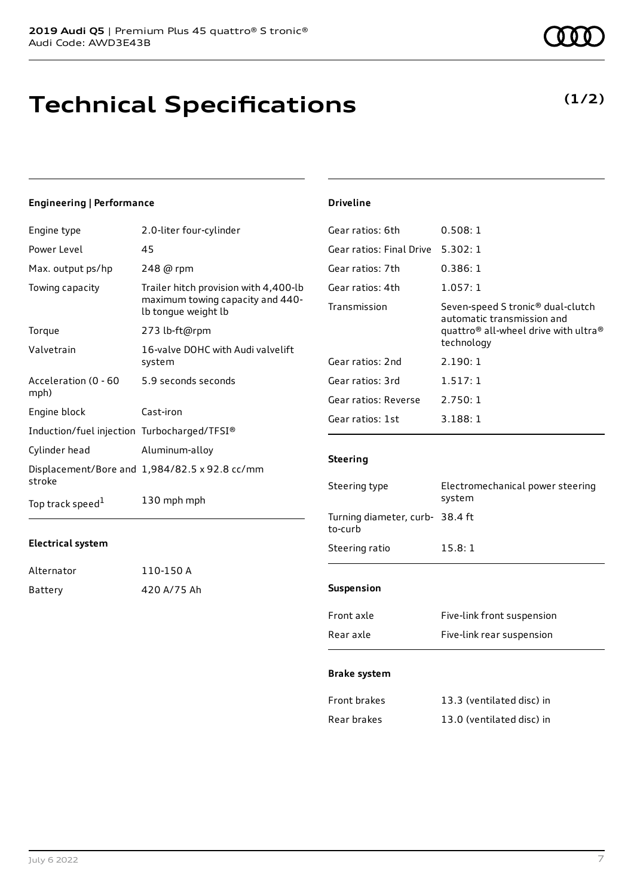**2019 Audi Q5** | Premium Plus 45 quattro® S tronic®
Audi Code: AWD3E43B

# Technical Specifications

**(1/2)**

### Engineering | Performance

| | |
|---|---|
| Engine type | 2.0-liter four-cylinder |
| Power Level | 45 |
| Max. output ps/hp | 248 @ rpm |
| Towing capacity | Trailer hitch provision with 4,400-lb maximum towing capacity and 440-lb tongue weight lb |
| Torque | 273 lb-ft@rpm |
| Valvetrain | 16-valve DOHC with Audi valvelift system |
| Acceleration (0 - 60 mph) | 5.9 seconds seconds |
| Engine block | Cast-iron |
| Induction/fuel injection | Turbocharged/TFSI® |
| Cylinder head | Aluminum-alloy |
| Displacement/Bore and stroke | 1,984/82.5 x 92.8 cc/mm |
| Top track speed[1] | 130 mph mph |

### Electrical system

| | |
|---|---|
| Alternator | 110-150 A |
| Battery | 420 A/75 Ah |

### Driveline

| | |
|---|---|
| Gear ratios: 6th | 0.508: 1 |
| Gear ratios: Final Drive | 5.302: 1 |
| Gear ratios: 7th | 0.386: 1 |
| Gear ratios: 4th | 1.057: 1 |
| Transmission | Seven-speed S tronic® dual-clutch automatic transmission and quattro® all-wheel drive with ultra® technology |
| Gear ratios: 2nd | 2.190: 1 |
| Gear ratios: 3rd | 1.517: 1 |
| Gear ratios: Reverse | 2.750: 1 |
| Gear ratios: 1st | 3.188: 1 |

### Steering

| | |
|---|---|
| Steering type | Electromechanical power steering system |
| Turning diameter, curb-to-curb | 38.4 ft |
| Steering ratio | 15.8: 1 |

### Suspension

| | |
|---|---|
| Front axle | Five-link front suspension |
| Rear axle | Five-link rear suspension |

### Brake system

| | |
|---|---|
| Front brakes | 13.3 (ventilated disc) in |
| Rear brakes | 13.0 (ventilated disc) in |

July 6 2022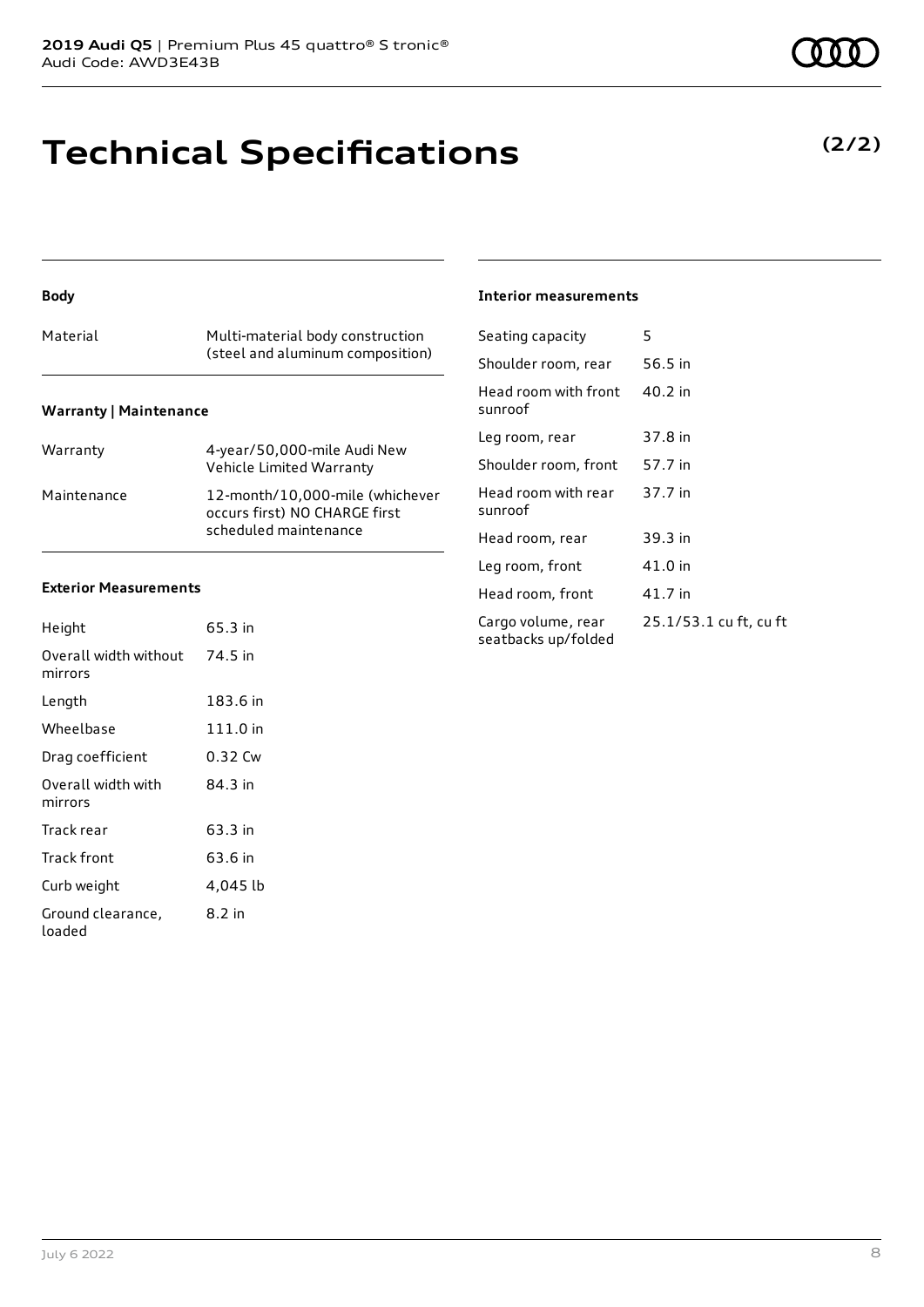# Technical Specifications

**(2/2)**

### Body

| | |
|---|---|
| Material | Multi-material body construction (steel and aluminum composition) |

### Warranty | Maintenance

| | |
|---|---|
| Warranty | 4-year/50,000-mile Audi New Vehicle Limited Warranty |
| Maintenance | 12-month/10,000-mile (whichever occurs first) NO CHARGE first scheduled maintenance |

### Exterior Measurements

| | |
|---|---|
| Height | 65.3 in |
| Overall width without mirrors | 74.5 in |
| Length | 183.6 in |
| Wheelbase | 111.0 in |
| Drag coefficient | 0.32 Cw |
| Overall width with mirrors | 84.3 in |
| Track rear | 63.3 in |
| Track front | 63.6 in |
| Curb weight | 4,045 lb |
| Ground clearance, loaded | 8.2 in |

### Interior measurements

| | |
|---|---|
| Seating capacity | 5 |
| Shoulder room, rear | 56.5 in |
| Head room with front sunroof | 40.2 in |
| Leg room, rear | 37.8 in |
| Shoulder room, front | 57.7 in |
| Head room with rear sunroof | 37.7 in |
| Head room, rear | 39.3 in |
| Leg room, front | 41.0 in |
| Head room, front | 41.7 in |
| Cargo volume, rear seatbacks up/folded | 25.1/53.1 cu ft, cu ft |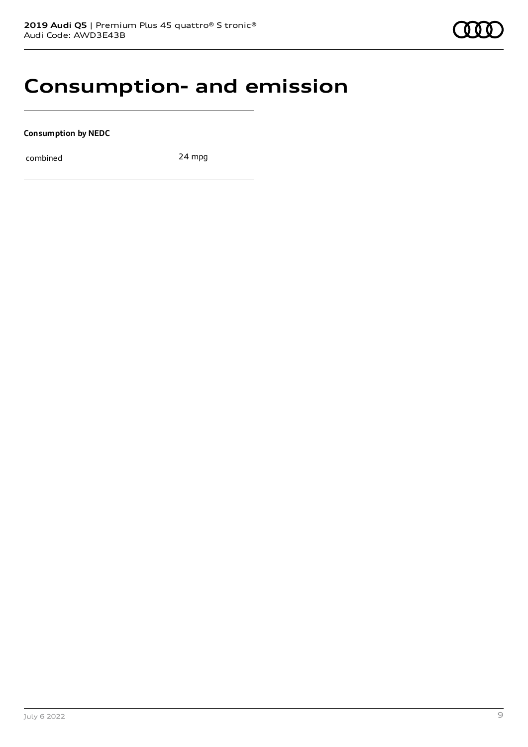# Consumption- and emission

**Consumption by NEDC**

| | |
| --- | --- |
| combined | 24 mpg |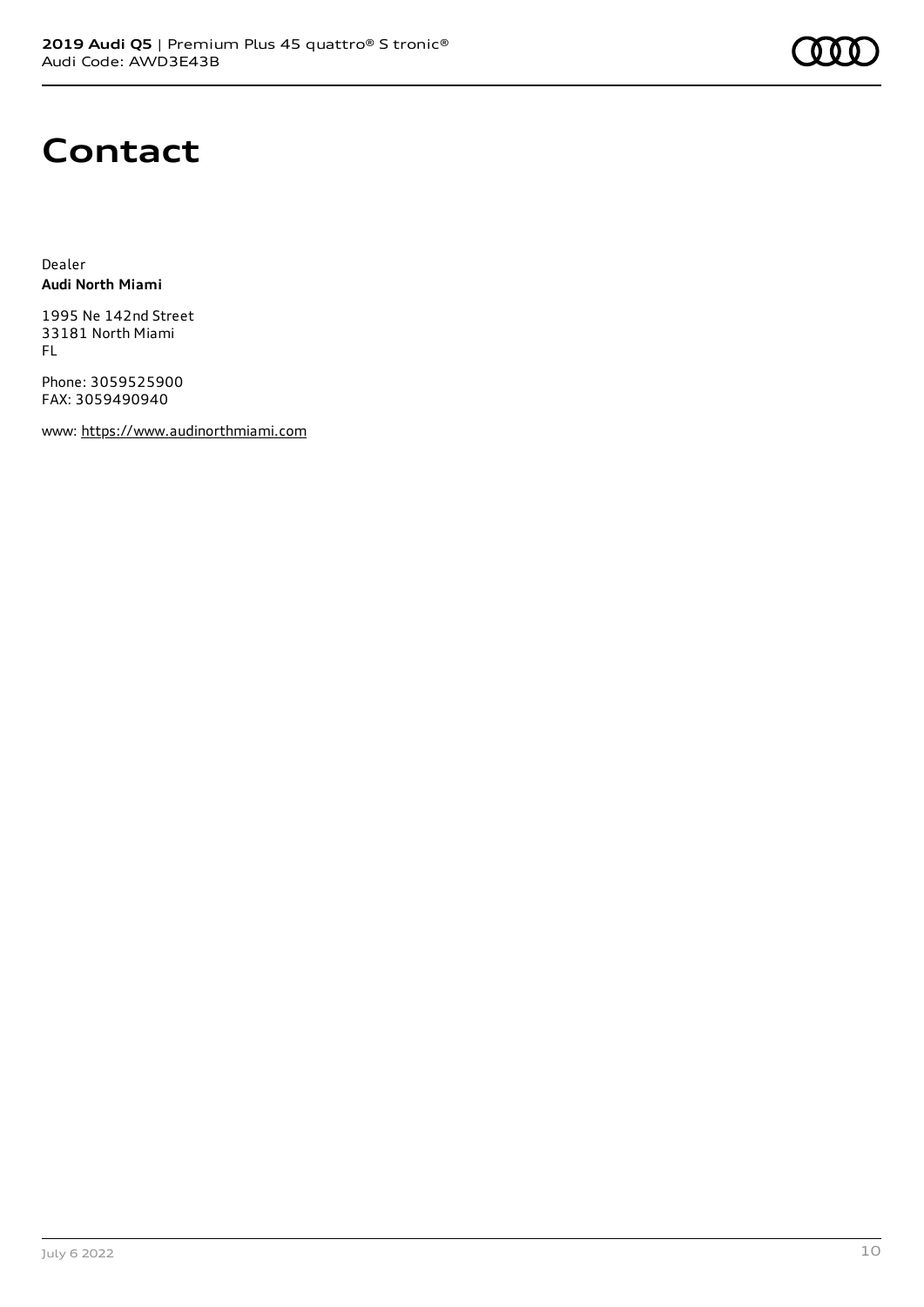# Contact

Dealer
**Audi North Miami**

1995 Ne 142nd Street
33181 North Miami
FL

Phone: 3059525900
FAX: 3059490940

www: https://www.audinorthmiami.com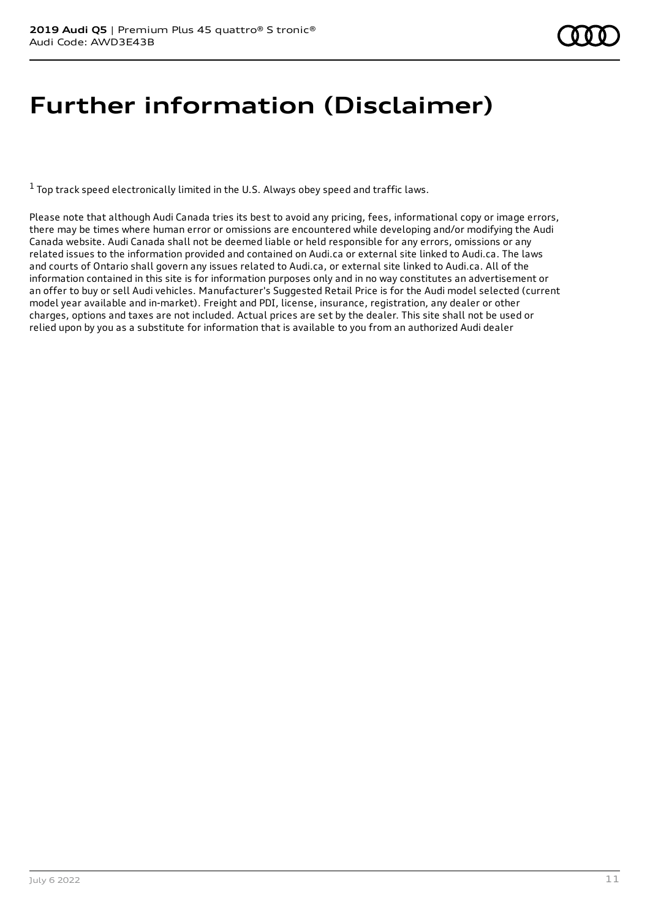# Further information (Disclaimer)

[1] Top track speed electronically limited in the U.S. Always obey speed and traffic laws.

Please note that although Audi Canada tries its best to avoid any pricing, fees, informational copy or image errors, there may be times where human error or omissions are encountered while developing and/or modifying the Audi Canada website. Audi Canada shall not be deemed liable or held responsible for any errors, omissions or any related issues to the information provided and contained on Audi.ca or external site linked to Audi.ca. The laws and courts of Ontario shall govern any issues related to Audi.ca, or external site linked to Audi.ca. All of the information contained in this site is for information purposes only and in no way constitutes an advertisement or an offer to buy or sell Audi vehicles. Manufacturer's Suggested Retail Price is for the Audi model selected (current model year available and in-market). Freight and PDI, license, insurance, registration, any dealer or other charges, options and taxes are not included. Actual prices are set by the dealer. This site shall not be used or relied upon by you as a substitute for information that is available to you from an authorized Audi dealer